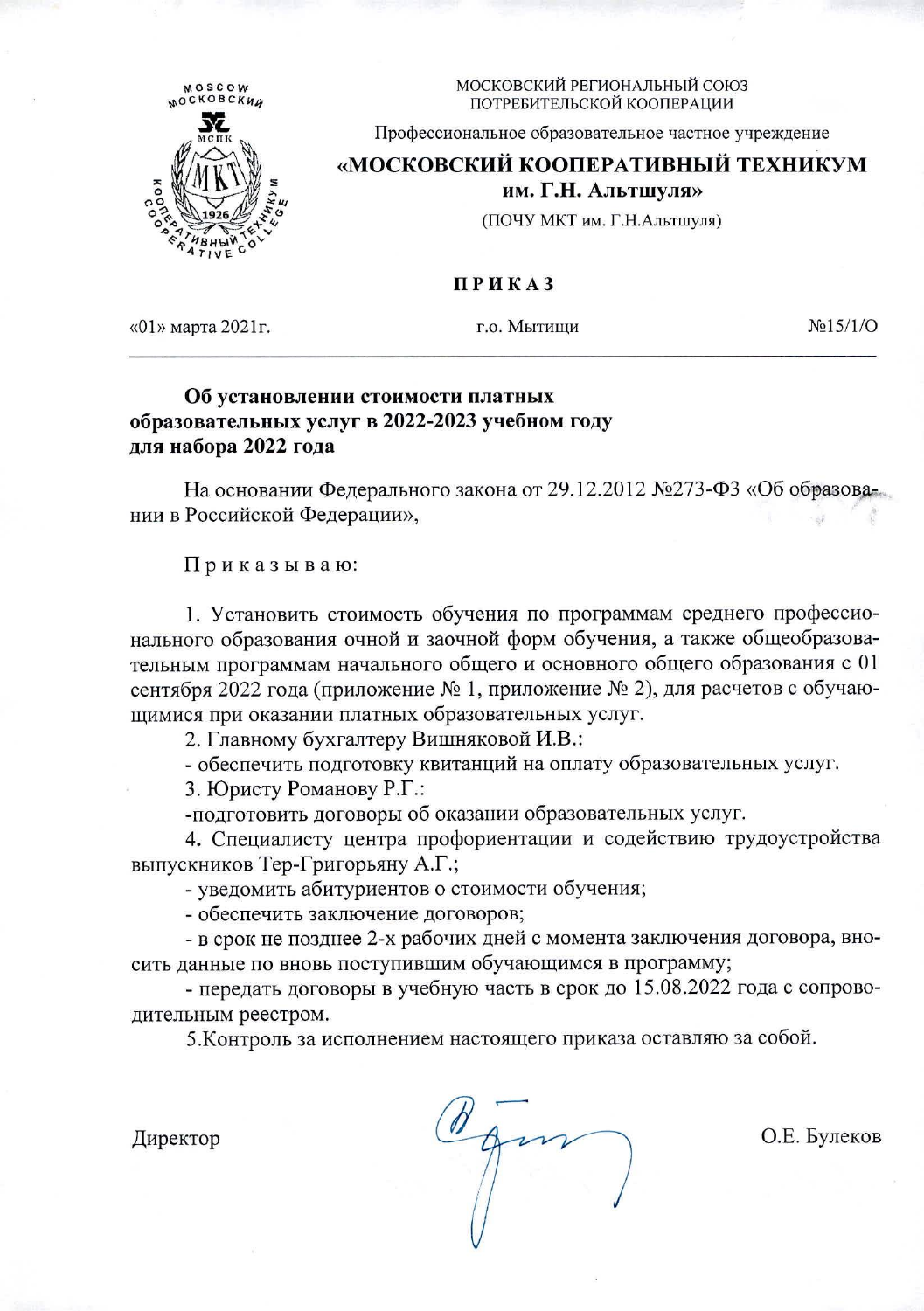МОСКОВСКИЙ РЕГИОНАЛЬНЫЙ СОЮЗ
ПОТРЕБИТЕЛЬСКОЙ КООПЕРАЦИИ

Профессиональное образовательное частное учреждение

**«МОСКОВСКИЙ КООПЕРАТИВНЫЙ ТЕХНИКУМ им. Г.Н. Альтшуля»**

(ПОЧУ МКТ им. Г.Н.Альтшуля)

**П Р И К А З**

«01» марта 2021г. г.о. Мытищи №15/1/О

**Об установлении стоимости платных образовательных услуг в 2022-2023 учебном году для набора 2022 года**

На основании Федерального закона от 29.12.2012 №273-ФЗ «Об образовании в Российской Федерации»,

П р и к а з ы в а ю:

1. Установить стоимость обучения по программам среднего профессионального образования очной и заочной форм обучения, а также общеобразовательным программам начального общего и основного общего образования с 01 сентября 2022 года (приложение № 1, приложение № 2), для расчетов с обучающимися при оказании платных образовательных услуг.

2. Главному бухгалтеру Вишняковой И.В.:

- обеспечить подготовку квитанций на оплату образовательных услуг.

3. Юристу Романову Р.Г.:

-подготовить договоры об оказании образовательных услуг.

4. Специалисту центра профориентации и содействию трудоустройства выпускников Тер-Григорьяну А.Г.;

- уведомить абитуриентов о стоимости обучения;
- обеспечить заключение договоров;
- в срок не позднее 2-х рабочих дней с момента заключения договора, вносить данные по вновь поступившим обучающимся в программу;
- передать договоры в учебную часть в срок до 15.08.2022 года с сопроводительным реестром.

5.Контроль за исполнением настоящего приказа оставляю за собой.

Директор О.Е. Булеков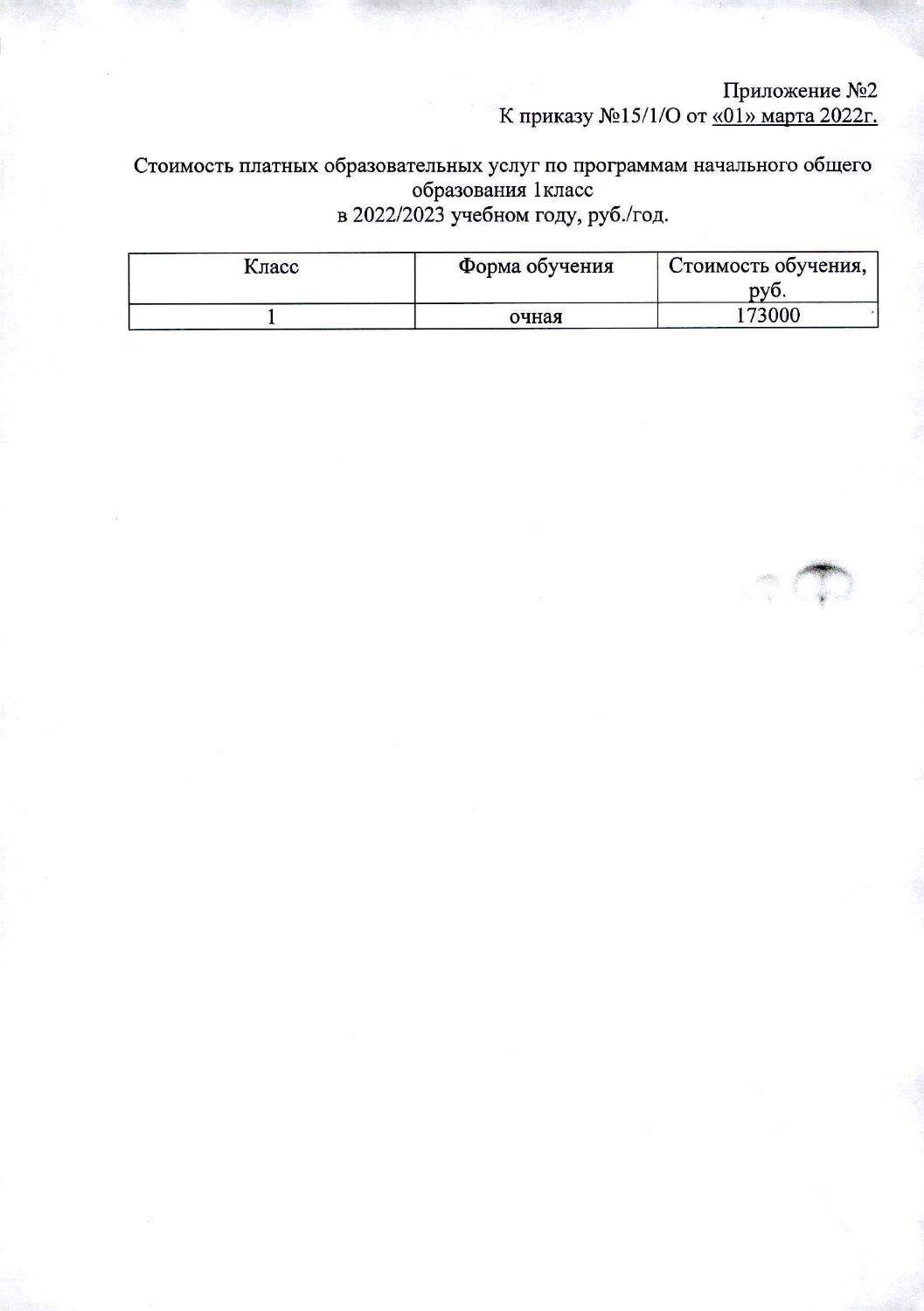Приложение №2
К приказу №15/1/О от «01» марта 2022г.

Стоимость платных образовательных услуг по программам начального общего образования 1класс
в 2022/2023 учебном году, руб./год.

| Класс | Форма обучения | Стоимость обучения, руб. |
|---|---|---|
| 1 | очная | 173000 |